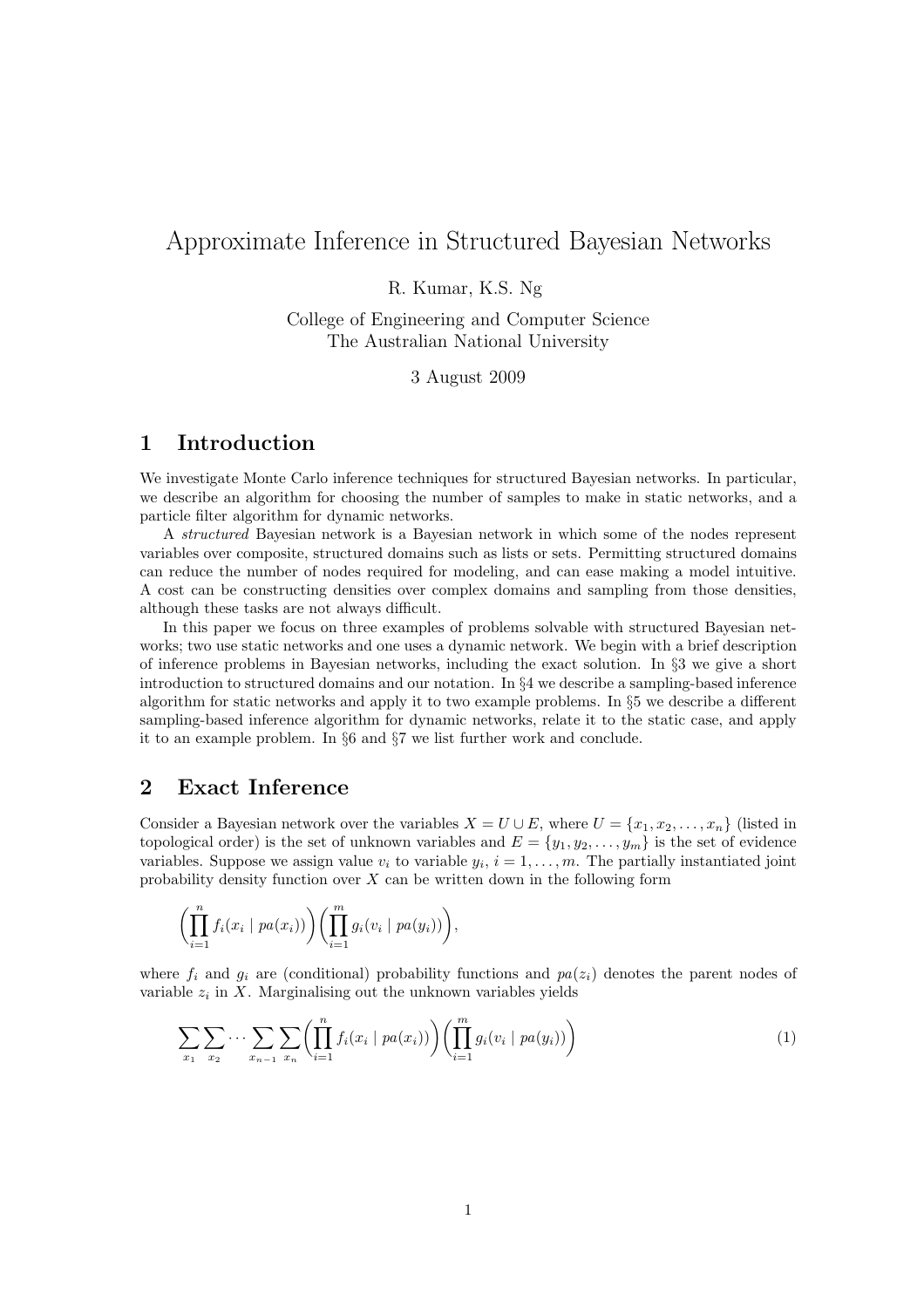# Approximate Inference in Structured Bayesian Networks

R. Kumar, K.S. Ng

College of Engineering and Computer Science
The Australian National University

3 August 2009

## 1 Introduction

We investigate Monte Carlo inference techniques for structured Bayesian networks. In particular, we describe an algorithm for choosing the number of samples to make in static networks, and a particle filter algorithm for dynamic networks.

A *structured* Bayesian network is a Bayesian network in which some of the nodes represent variables over composite, structured domains such as lists or sets. Permitting structured domains can reduce the number of nodes required for modeling, and can ease making a model intuitive. A cost can be constructing densities over complex domains and sampling from those densities, although these tasks are not always difficult.

In this paper we focus on three examples of problems solvable with structured Bayesian networks; two use static networks and one uses a dynamic network. We begin with a brief description of inference problems in Bayesian networks, including the exact solution. In §3 we give a short introduction to structured domains and our notation. In §4 we describe a sampling-based inference algorithm for static networks and apply it to two example problems. In §5 we describe a different sampling-based inference algorithm for dynamic networks, relate it to the static case, and apply it to an example problem. In §6 and §7 we list further work and conclude.

## 2 Exact Inference

Consider a Bayesian network over the variables $X = U \cup E$, where $U = \{x_1, x_2, \ldots, x_n\}$ (listed in topological order) is the set of unknown variables and $E = \{y_1, y_2, \ldots, y_m\}$ is the set of evidence variables. Suppose we assign value $v_i$ to variable $y_i$, $i = 1, \ldots, m$. The partially instantiated joint probability density function over $X$ can be written down in the following form

$$\left( \prod_{i=1}^{n} f_i(x_i \mid pa(x_i)) \right) \left( \prod_{i=1}^{m} g_i(v_i \mid pa(y_i)) \right),$$

where $f_i$ and $g_i$ are (conditional) probability functions and $pa(z_i)$ denotes the parent nodes of variable $z_i$ in $X$. Marginalising out the unknown variables yields

$$\sum_{x_1} \sum_{x_2} \cdots \sum_{x_{n-1}} \sum_{x_n} \left( \prod_{i=1}^{n} f_i(x_i \mid pa(x_i)) \right) \left( \prod_{i=1}^{m} g_i(v_i \mid pa(y_i)) \right) \tag{1}$$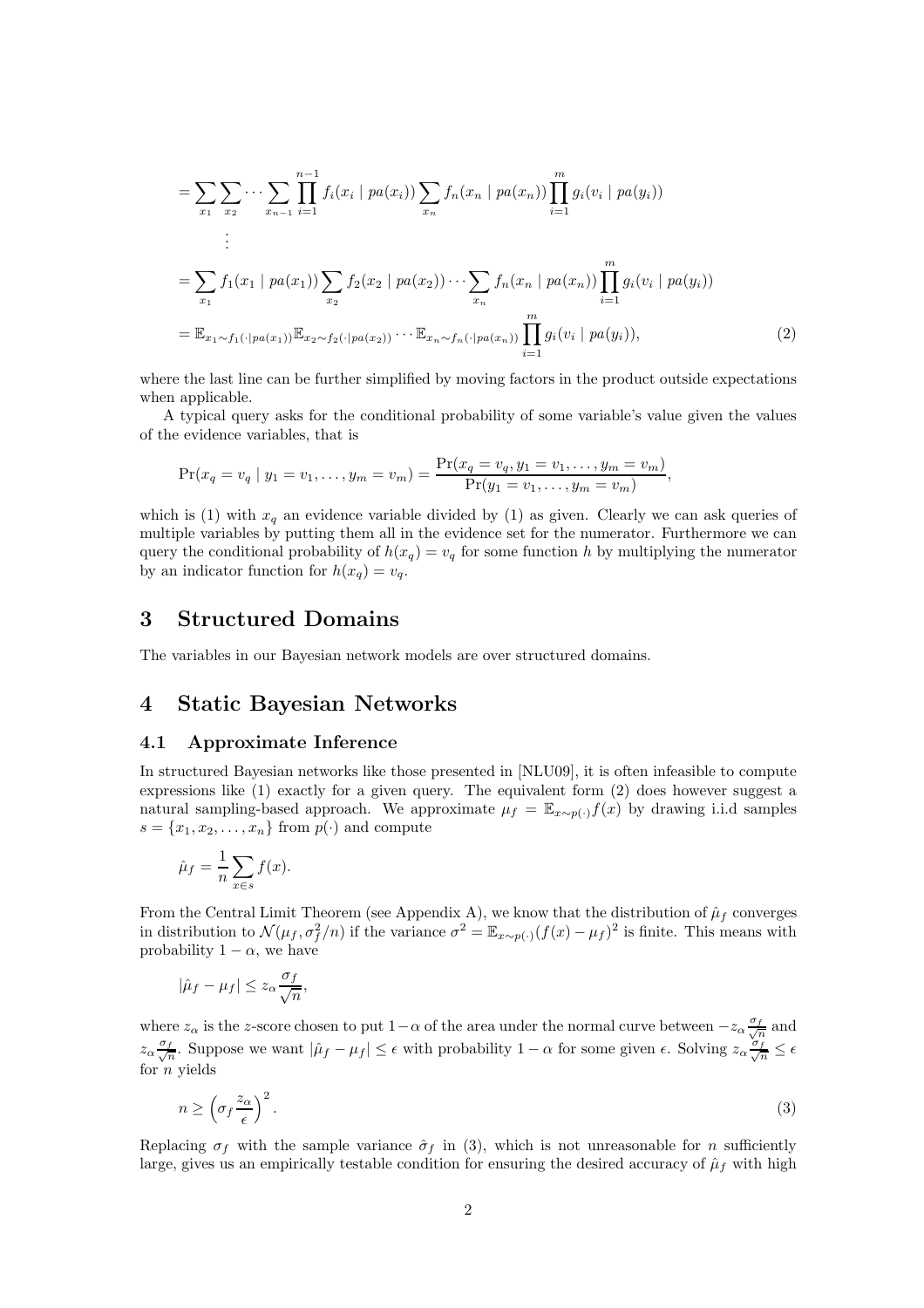$$
= \sum_{x_1} \sum_{x_2} \cdots \sum_{x_{n-1}} \prod_{i=1}^{n-1} f_i(x_i \mid pa(x_i)) \sum_{x_n} f_n(x_n \mid pa(x_n)) \prod_{i=1}^{m} g_i(v_i \mid pa(y_i))
$$

$$
\vdots
$$

$$
= \sum_{x_1} f_1(x_1 \mid pa(x_1)) \sum_{x_2} f_2(x_2 \mid pa(x_2)) \cdots \sum_{x_n} f_n(x_n \mid pa(x_n)) \prod_{i=1}^{m} g_i(v_i \mid pa(y_i))
$$

$$
= \mathbb{E}_{x_1 \sim f_1(\cdot \mid pa(x_1))} \mathbb{E}_{x_2 \sim f_2(\cdot \mid pa(x_2))} \cdots \mathbb{E}_{x_n \sim f_n(\cdot \mid pa(x_n))} \prod_{i=1}^{m} g_i(v_i \mid pa(y_i)), \tag{2}
$$

where the last line can be further simplified by moving factors in the product outside expectations when applicable.

A typical query asks for the conditional probability of some variable's value given the values of the evidence variables, that is

$$
\Pr(x_q = v_q \mid y_1 = v_1, \ldots, y_m = v_m) = \frac{\Pr(x_q = v_q, y_1 = v_1, \ldots, y_m = v_m)}{\Pr(y_1 = v_1, \ldots, y_m = v_m)},
$$

which is (1) with $x_q$ an evidence variable divided by (1) as given. Clearly we can ask queries of multiple variables by putting them all in the evidence set for the numerator. Furthermore we can query the conditional probability of $h(x_q) = v_q$ for some function $h$ by multiplying the numerator by an indicator function for $h(x_q) = v_q$.

# 3 Structured Domains

The variables in our Bayesian network models are over structured domains.

# 4 Static Bayesian Networks

## 4.1 Approximate Inference

In structured Bayesian networks like those presented in [NLU09], it is often infeasible to compute expressions like (1) exactly for a given query. The equivalent form (2) does however suggest a natural sampling-based approach. We approximate $\mu_f = \mathbb{E}_{x \sim p(\cdot)} f(x)$ by drawing i.i.d samples $s = \{x_1, x_2, \ldots, x_n\}$ from $p(\cdot)$ and compute

$$
\hat{\mu}_f = \frac{1}{n} \sum_{x \in s} f(x).
$$

From the Central Limit Theorem (see Appendix A), we know that the distribution of $\hat{\mu}_f$ converges in distribution to $\mathcal{N}(\mu_f, \sigma_f^2/n)$ if the variance $\sigma^2 = \mathbb{E}_{x \sim p(\cdot)}(f(x) - \mu_f)^2$ is finite. This means with probability $1 - \alpha$, we have

$$
|\hat{\mu}_f - \mu_f| \leq z_\alpha \frac{\sigma_f}{\sqrt{n}},
$$

where $z_\alpha$ is the $z$-score chosen to put $1-\alpha$ of the area under the normal curve between $-z_\alpha \frac{\sigma_f}{\sqrt{n}}$ and $z_\alpha \frac{\sigma_f}{\sqrt{n}}$. Suppose we want $|\hat{\mu}_f - \mu_f| \leq \epsilon$ with probability $1 - \alpha$ for some given $\epsilon$. Solving $z_\alpha \frac{\sigma_f}{\sqrt{n}} \leq \epsilon$ for $n$ yields

$$
n \geq \left( \sigma_f \frac{z_\alpha}{\epsilon} \right)^2. \tag{3}
$$

Replacing $\sigma_f$ with the sample variance $\hat{\sigma}_f$ in (3), which is not unreasonable for $n$ sufficiently large, gives us an empirically testable condition for ensuring the desired accuracy of $\hat{\mu}_f$ with high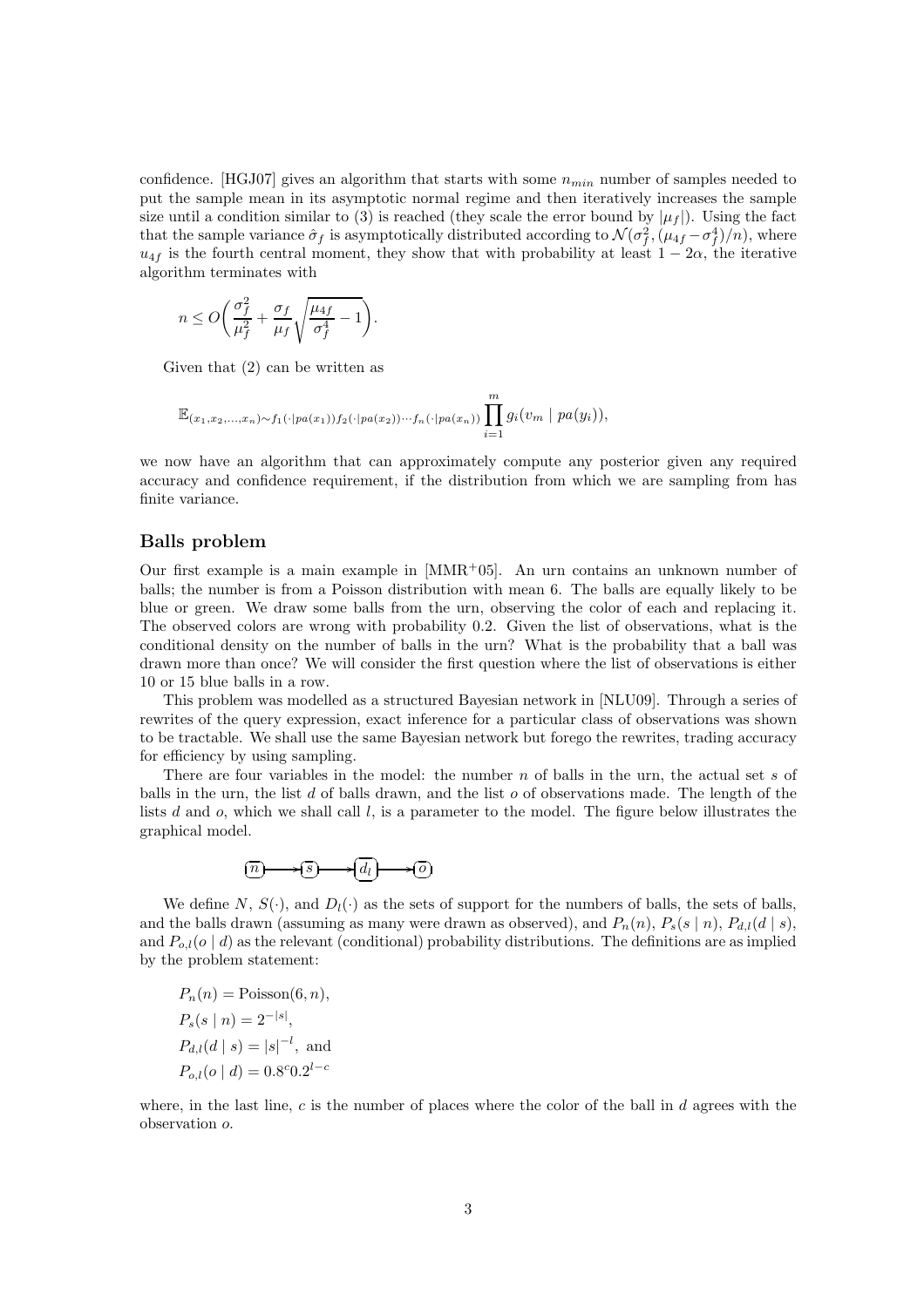confidence. [HGJ07] gives an algorithm that starts with some $n_{min}$ number of samples needed to put the sample mean in its asymptotic normal regime and then iteratively increases the sample size until a condition similar to (3) is reached (they scale the error bound by $|\mu_f|$). Using the fact that the sample variance $\hat{\sigma}_f$ is asymptotically distributed according to $\mathcal{N}(\sigma_f^2, (\mu_{4f} - \sigma_f^4)/n)$, where $u_{4f}$ is the fourth central moment, they show that with probability at least $1 - 2\alpha$, the iterative algorithm terminates with

$$n \leq O\bigg(\frac{\sigma_f^2}{\mu_f^2} + \frac{\sigma_f}{\mu_f}\sqrt{\frac{\mu_{4f}}{\sigma_f^4} - 1}\bigg).$$

Given that (2) can be written as

$$\mathbb{E}_{(x_1, x_2, \ldots, x_n) \sim f_1(\cdot|pa(x_1)) f_2(\cdot|pa(x_2)) \cdots f_n(\cdot|pa(x_n))} \prod_{i=1}^{m} g_i(v_m \mid pa(y_i)),$$

we now have an algorithm that can approximately compute any posterior given any required accuracy and confidence requirement, if the distribution from which we are sampling from has finite variance.

## Balls problem

Our first example is a main example in [MMR+05]. An urn contains an unknown number of balls; the number is from a Poisson distribution with mean 6. The balls are equally likely to be blue or green. We draw some balls from the urn, observing the color of each and replacing it. The observed colors are wrong with probability 0.2. Given the list of observations, what is the conditional density on the number of balls in the urn? What is the probability that a ball was drawn more than once? We will consider the first question where the list of observations is either 10 or 15 blue balls in a row.

This problem was modelled as a structured Bayesian network in [NLU09]. Through a series of rewrites of the query expression, exact inference for a particular class of observations was shown to be tractable. We shall use the same Bayesian network but forego the rewrites, trading accuracy for efficiency by using sampling.

There are four variables in the model: the number $n$ of balls in the urn, the actual set $s$ of balls in the urn, the list $d$ of balls drawn, and the list $o$ of observations made. The length of the lists $d$ and $o$, which we shall call $l$, is a parameter to the model. The figure below illustrates the graphical model.

$$n \longrightarrow s \longrightarrow d_l \longrightarrow o$$

We define $N$, $S(\cdot)$, and $D_l(\cdot)$ as the sets of support for the numbers of balls, the sets of balls, and the balls drawn (assuming as many were drawn as observed), and $P_n(n)$, $P_s(s \mid n)$, $P_{d,l}(d \mid s)$, and $P_{o,l}(o \mid d)$ as the relevant (conditional) probability distributions. The definitions are as implied by the problem statement:

$P_n(n) = \text{Poisson}(6, n),$
$P_s(s \mid n) = 2^{-|s|},$
$P_{d,l}(d \mid s) = |s|^{-l},$ and
$P_{o,l}(o \mid d) = 0.8^c 0.2^{l-c}$

where, in the last line, $c$ is the number of places where the color of the ball in $d$ agrees with the observation $o$.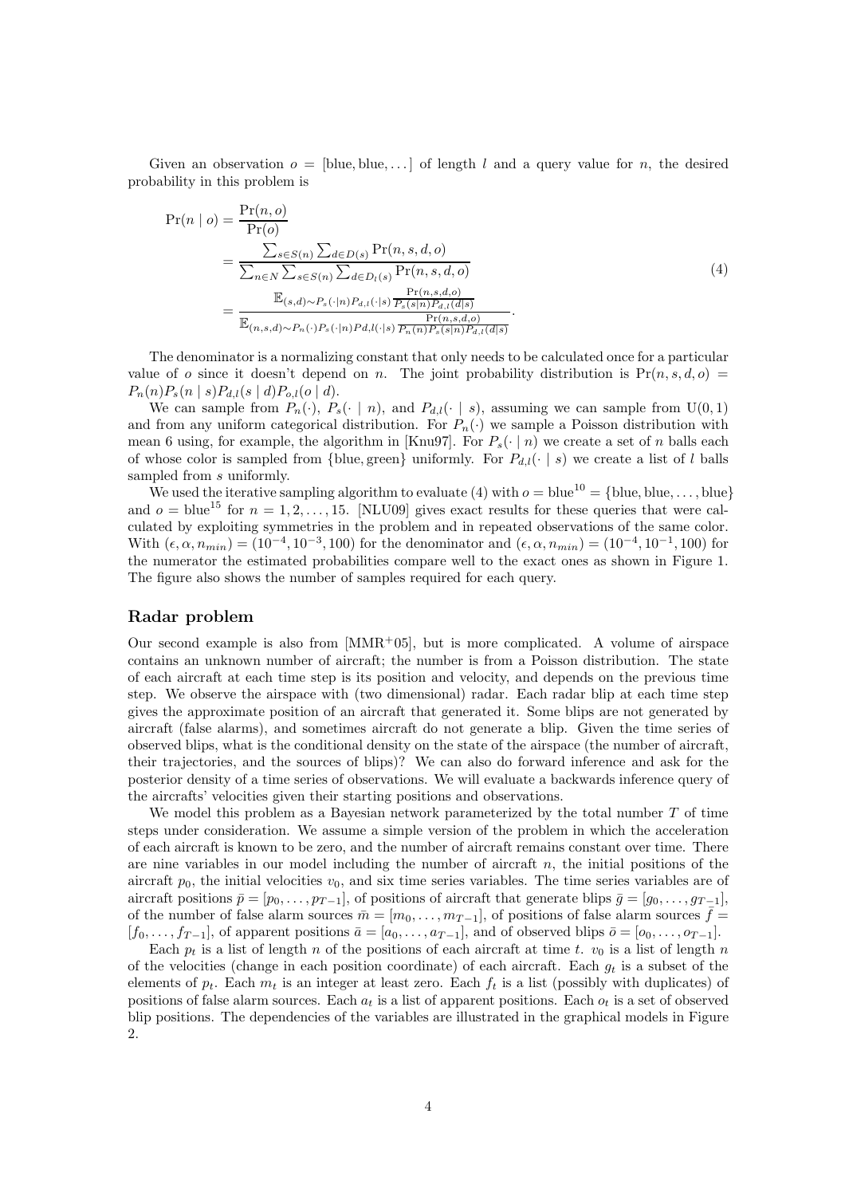Given an observation $o = [\text{blue}, \text{blue}, \dots]$ of length $l$ and a query value for $n$, the desired probability in this problem is

$$
\begin{aligned}
\Pr(n \mid o) &= \frac{\Pr(n, o)}{\Pr(o)} \\
&= \frac{\sum_{s \in S(n)} \sum_{d \in D(s)} \Pr(n, s, d, o)}{\sum_{n \in N} \sum_{s \in S(n)} \sum_{d \in D_l(s)} \Pr(n, s, d, o)} \\
&= \frac{\mathbb{E}_{(s,d) \sim P_s(\cdot|n) P_{d,l}(\cdot|s)} \frac{\Pr(n,s,d,o)}{P_s(s|n) P_{d,l}(d|s)}}{\mathbb{E}_{(n,s,d) \sim P_n(\cdot) P_s(\cdot|n) P d,l(\cdot|s)} \frac{\Pr(n,s,d,o)}{P_n(n) P_s(s|n) P_{d,l}(d|s)}}.
\end{aligned}
\tag{4}
$$

The denominator is a normalizing constant that only needs to be calculated once for a particular value of $o$ since it doesn't depend on $n$. The joint probability distribution is $\Pr(n, s, d, o) = P_n(n) P_s(n \mid s) P_{d,l}(s \mid d) P_{o,l}(o \mid d)$.

We can sample from $P_n(\cdot)$, $P_s(\cdot \mid n)$, and $P_{d,l}(\cdot \mid s)$, assuming we can sample from $\mathrm{U}(0, 1)$ and from any uniform categorical distribution. For $P_n(\cdot)$ we sample a Poisson distribution with mean 6 using, for example, the algorithm in [Knu97]. For $P_s(\cdot \mid n)$ we create a set of $n$ balls each of whose color is sampled from $\{\text{blue}, \text{green}\}$ uniformly. For $P_{d,l}(\cdot \mid s)$ we create a list of $l$ balls sampled from $s$ uniformly.

We used the iterative sampling algorithm to evaluate (4) with $o = \text{blue}^{10} = \{\text{blue}, \text{blue}, \dots, \text{blue}\}$ and $o = \text{blue}^{15}$ for $n = 1, 2, \dots, 15$. [NLU09] gives exact results for these queries that were calculated by exploiting symmetries in the problem and in repeated observations of the same color. With $(\epsilon, \alpha, n_{min}) = (10^{-4}, 10^{-3}, 100)$ for the denominator and $(\epsilon, \alpha, n_{min}) = (10^{-4}, 10^{-1}, 100)$ for the numerator the estimated probabilities compare well to the exact ones as shown in Figure 1. The figure also shows the number of samples required for each query.

## Radar problem

Our second example is also from [MMR+05], but is more complicated. A volume of airspace contains an unknown number of aircraft; the number is from a Poisson distribution. The state of each aircraft at each time step is its position and velocity, and depends on the previous time step. We observe the airspace with (two dimensional) radar. Each radar blip at each time step gives the approximate position of an aircraft that generated it. Some blips are not generated by aircraft (false alarms), and sometimes aircraft do not generate a blip. Given the time series of observed blips, what is the conditional density on the state of the airspace (the number of aircraft, their trajectories, and the sources of blips)? We can also do forward inference and ask for the posterior density of a time series of observations. We will evaluate a backwards inference query of the aircrafts' velocities given their starting positions and observations.

We model this problem as a Bayesian network parameterized by the total number $T$ of time steps under consideration. We assume a simple version of the problem in which the acceleration of each aircraft is known to be zero, and the number of aircraft remains constant over time. There are nine variables in our model including the number of aircraft $n$, the initial positions of the aircraft $p_0$, the initial velocities $v_0$, and six time series variables. The time series variables are of aircraft positions $\bar{p} = [p_0, \dots, p_{T-1}]$, of positions of aircraft that generate blips $\bar{g} = [g_0, \dots, g_{T-1}]$, of the number of false alarm sources $\bar{m} = [m_0, \dots, m_{T-1}]$, of positions of false alarm sources $\bar{f} = [f_0, \dots, f_{T-1}]$, of apparent positions $\bar{a} = [a_0, \dots, a_{T-1}]$, and of observed blips $\bar{o} = [o_0, \dots, o_{T-1}]$.

Each $p_t$ is a list of length $n$ of the positions of each aircraft at time $t$. $v_0$ is a list of length $n$ of the velocities (change in each position coordinate) of each aircraft. Each $g_t$ is a subset of the elements of $p_t$. Each $m_t$ is an integer at least zero. Each $f_t$ is a list (possibly with duplicates) of positions of false alarm sources. Each $a_t$ is a list of apparent positions. Each $o_t$ is a set of observed blip positions. The dependencies of the variables are illustrated in the graphical models in Figure 2.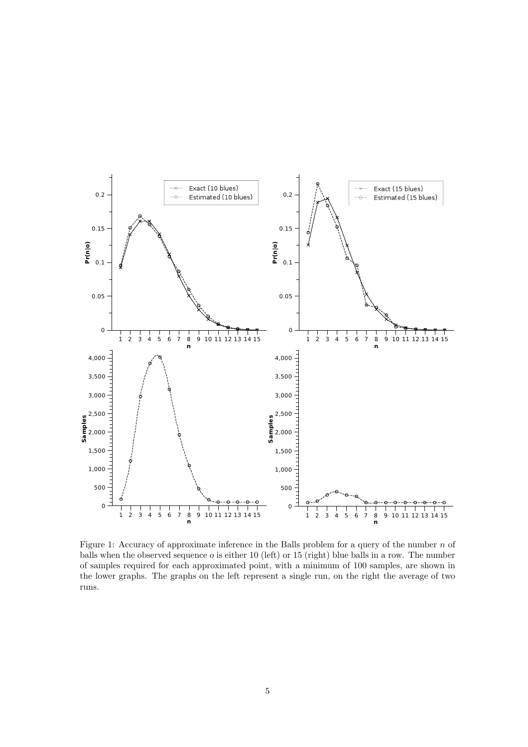Figure 1: Accuracy of approximate inference in the Balls problem for a query of the number $n$ of balls when the observed sequence $o$ is either 10 (left) or 15 (right) blue balls in a row. The number of samples required for each approximated point, with a minimum of 100 samples, are shown in the lower graphs. The graphs on the left represent a single run, on the right the average of two runs.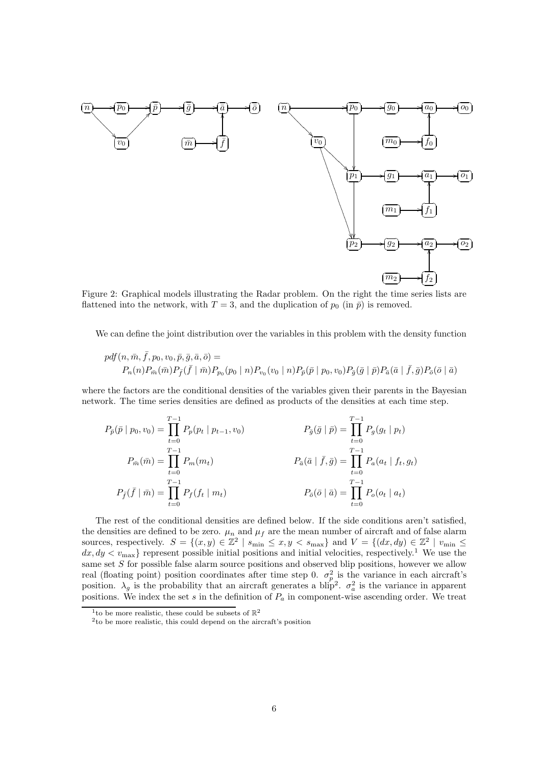Figure 2: Graphical models illustrating the Radar problem. On the right the time series lists are flattened into the network, with $T = 3$, and the duplication of $p_0$ (in $\bar{p}$) is removed.

We can define the joint distribution over the variables in this problem with the density function

$$
\begin{aligned}
&pdf(n, \bar{m}, \bar{f}, p_0, v_0, \bar{p}, \bar{g}, \bar{a}, \bar{o}) = \\
&\quad P_n(n) P_{\bar{m}}(\bar{m}) P_{\bar{f}}(\bar{f} \mid \bar{m}) P_{p_0}(p_0 \mid n) P_{v_0}(v_0 \mid n) P_{\bar{p}}(\bar{p} \mid p_0, v_0) P_{\bar{g}}(\bar{g} \mid \bar{p}) P_{\bar{a}}(\bar{a} \mid \bar{f}, \bar{g}) P_{\bar{o}}(\bar{o} \mid \bar{a})
\end{aligned}
$$

where the factors are the conditional densities of the variables given their parents in the Bayesian network. The time series densities are defined as products of the densities at each time step.

$$
P_{\bar{p}}(\bar{p} \mid p_0, v_0) = \prod_{t=0}^{T-1} P_p(p_t \mid p_{t-1}, v_0) \qquad P_{\bar{g}}(\bar{g} \mid \bar{p}) = \prod_{t=0}^{T-1} P_g(g_t \mid p_t)
$$

$$
P_{\bar{m}}(\bar{m}) = \prod_{t=0}^{T-1} P_m(m_t) \qquad P_{\bar{a}}(\bar{a} \mid \bar{f}, \bar{g}) = \prod_{t=0}^{T-1} P_a(a_t \mid f_t, g_t)
$$

$$
P_{\bar{f}}(\bar{f} \mid \bar{m}) = \prod_{t=0}^{T-1} P_f(f_t \mid m_t) \qquad P_{\bar{o}}(\bar{o} \mid \bar{a}) = \prod_{t=0}^{T-1} P_o(o_t \mid a_t)
$$

The rest of the conditional densities are defined below. If the side conditions aren't satisfied, the densities are defined to be zero. $\mu_n$ and $\mu_f$ are the mean number of aircraft and of false alarm sources, respectively. $S = \{(x, y) \in \mathbb{Z}^2 \mid s_{\min} \leq x, y < s_{\max}\}$ and $V = \{(dx, dy) \in \mathbb{Z}^2 \mid v_{\min} \leq dx, dy < v_{\max}\}$ represent possible initial positions and initial velocities, respectively.[1] We use the same set $S$ for possible false alarm source positions and observed blip positions, however we allow real (floating point) position coordinates after time step 0. $\sigma_p^2$ is the variance in each aircraft's position. $\lambda_g$ is the probability that an aircraft generates a blip[2]. $\sigma_a^2$ is the variance in apparent positions. We index the set $s$ in the definition of $P_a$ in component-wise ascending order. We treat

[1] to be more realistic, these could be subsets of $\mathbb{R}^2$

[2] to be more realistic, this could depend on the aircraft's position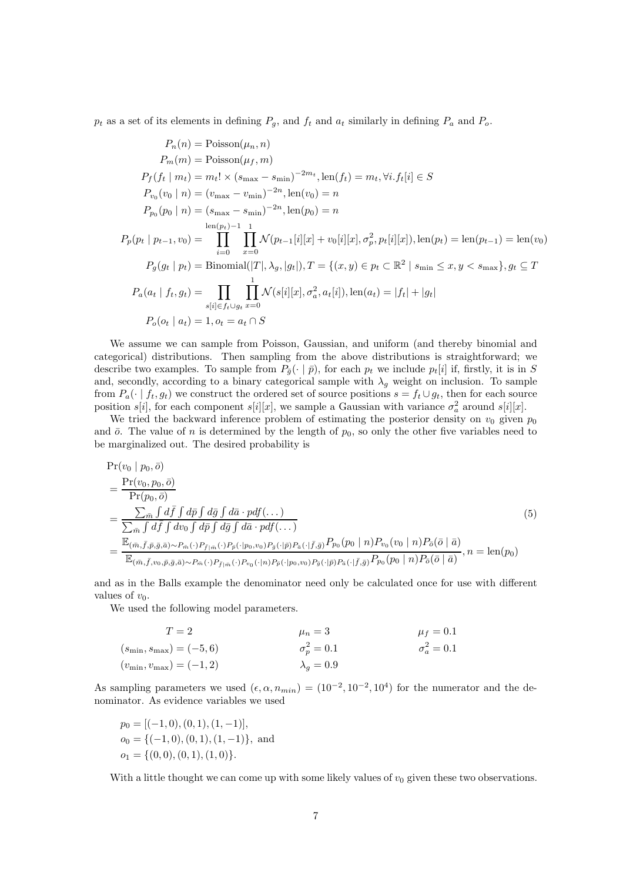$p_t$ as a set of its elements in defining $P_g$, and $f_t$ and $a_t$ similarly in defining $P_a$ and $P_o$.

$$
\begin{aligned}
P_n(n) &= \text{Poisson}(\mu_n, n) \\
P_m(m) &= \text{Poisson}(\mu_f, m) \\
P_f(f_t \mid m_t) &= m_t! \times (s_{\max} - s_{\min})^{-2m_t}, \text{len}(f_t) = m_t, \forall i. f_t[i] \in S \\
P_{v_0}(v_0 \mid n) &= (v_{\max} - v_{\min})^{-2n}, \text{len}(v_0) = n \\
P_{p_0}(p_0 \mid n) &= (s_{\max} - s_{\min})^{-2n}, \text{len}(p_0) = n \\
P_p(p_t \mid p_{t-1}, v_0) &= \prod_{i=0}^{\text{len}(p_t)-1} \prod_{x=0}^{1} \mathcal{N}(p_{t-1}[i][x] + v_0[i][x], \sigma_p^2, p_t[i][x]), \text{len}(p_t) = \text{len}(p_{t-1}) = \text{len}(v_0) \\
P_g(g_t \mid p_t) &= \text{Binomial}(|T|, \lambda_g, |g_t|), T = \{(x,y) \in p_t \subset \mathbb{R}^2 \mid s_{\min} \leq x, y < s_{\max}\}, g_t \subseteq T \\
P_a(a_t \mid f_t, g_t) &= \prod_{s[i] \in f_t \cup g_t} \prod_{x=0}^{1} \mathcal{N}(s[i][x], \sigma_a^2, a_t[i]), \text{len}(a_t) = |f_t| + |g_t| \\
P_o(o_t \mid a_t) &= 1, o_t = a_t \cap S
\end{aligned}
$$

We assume we can sample from Poisson, Gaussian, and uniform (and thereby binomial and categorical) distributions. Then sampling from the above distributions is straightforward; we describe two examples. To sample from $P_{\bar{g}}(\cdot \mid \bar{p})$, for each $p_t$ we include $p_t[i]$ if, firstly, it is in $S$ and, secondly, according to a binary categorical sample with $\lambda_g$ weight on inclusion. To sample from $P_a(\cdot \mid f_t, g_t)$ we construct the ordered set of source positions $s = f_t \cup g_t$, then for each source position $s[i]$, for each component $s[i][x]$, we sample a Gaussian with variance $\sigma_a^2$ around $s[i][x]$.

We tried the backward inference problem of estimating the posterior density on $v_0$ given $p_0$ and $\bar{o}$. The value of $n$ is determined by the length of $p_0$, so only the other five variables need to be marginalized out. The desired probability is

$$
\begin{aligned}
&\Pr(v_0 \mid p_0, \bar{o}) \\
&= \frac{\Pr(v_0, p_0, \bar{o})}{\Pr(p_0, \bar{o})} \\
&= \frac{\sum_{\bar{m}} \int d\bar{f} \int d\bar{p} \int d\bar{g} \int d\bar{a} \cdot pdf(\dots)}{\sum_{\bar{m}} \int d\bar{f} \int dv_0 \int d\bar{p} \int d\bar{g} \int d\bar{a} \cdot pdf(\dots)} \qquad (5) \\
&= \frac{\mathbb{E}_{(\bar{m}, \bar{f}, \bar{p}, \bar{g}, \bar{a}) \sim P_{\bar{m}}(\cdot) P_{\bar{f} \mid \bar{m}}(\cdot) P_{\bar{p}}(\cdot \mid p_0, v_0) P_{\bar{g}}(\cdot \mid \bar{p}) P_{\bar{a}}(\cdot \mid \bar{f}, \bar{g})} P_{p_0}(p_0 \mid n) P_{v_0}(v_0 \mid n) P_{\bar{o}}(\bar{o} \mid \bar{a})}{\mathbb{E}_{(\bar{m}, \bar{f}, v_0, \bar{p}, \bar{g}, \bar{a}) \sim P_{\bar{m}}(\cdot) P_{\bar{f} \mid \bar{m}}(\cdot) P_{v_0}(\cdot \mid n) P_{\bar{p}}(\cdot \mid p_0, v_0) P_{\bar{g}}(\cdot \mid \bar{p}) P_{\bar{a}}(\cdot \mid \bar{f}, \bar{g})} P_{p_0}(p_0 \mid n) P_{\bar{o}}(\bar{o} \mid \bar{a})}, n = \text{len}(p_0)
\end{aligned}
$$

and as in the Balls example the denominator need only be calculated once for use with different values of $v_0$.

We used the following model parameters.

$$
\begin{array}{lll}
T = 2 & \mu_n = 3 & \mu_f = 0.1 \\
(s_{\min}, s_{\max}) = (-5, 6) & \sigma_p^2 = 0.1 & \sigma_a^2 = 0.1 \\
(v_{\min}, v_{\max}) = (-1, 2) & \lambda_g = 0.9 &
\end{array}
$$

As sampling parameters we used $(\epsilon, \alpha, n_{min}) = (10^{-2}, 10^{-2}, 10^4)$ for the numerator and the denominator. As evidence variables we used

$p_0 = [(-1, 0), (0, 1), (1, -1)]$,
$o_0 = \{(-1, 0), (0, 1), (1, -1)\}$, and
$o_1 = \{(0, 0), (0, 1), (1, 0)\}$.

With a little thought we can come up with some likely values of $v_0$ given these two observations.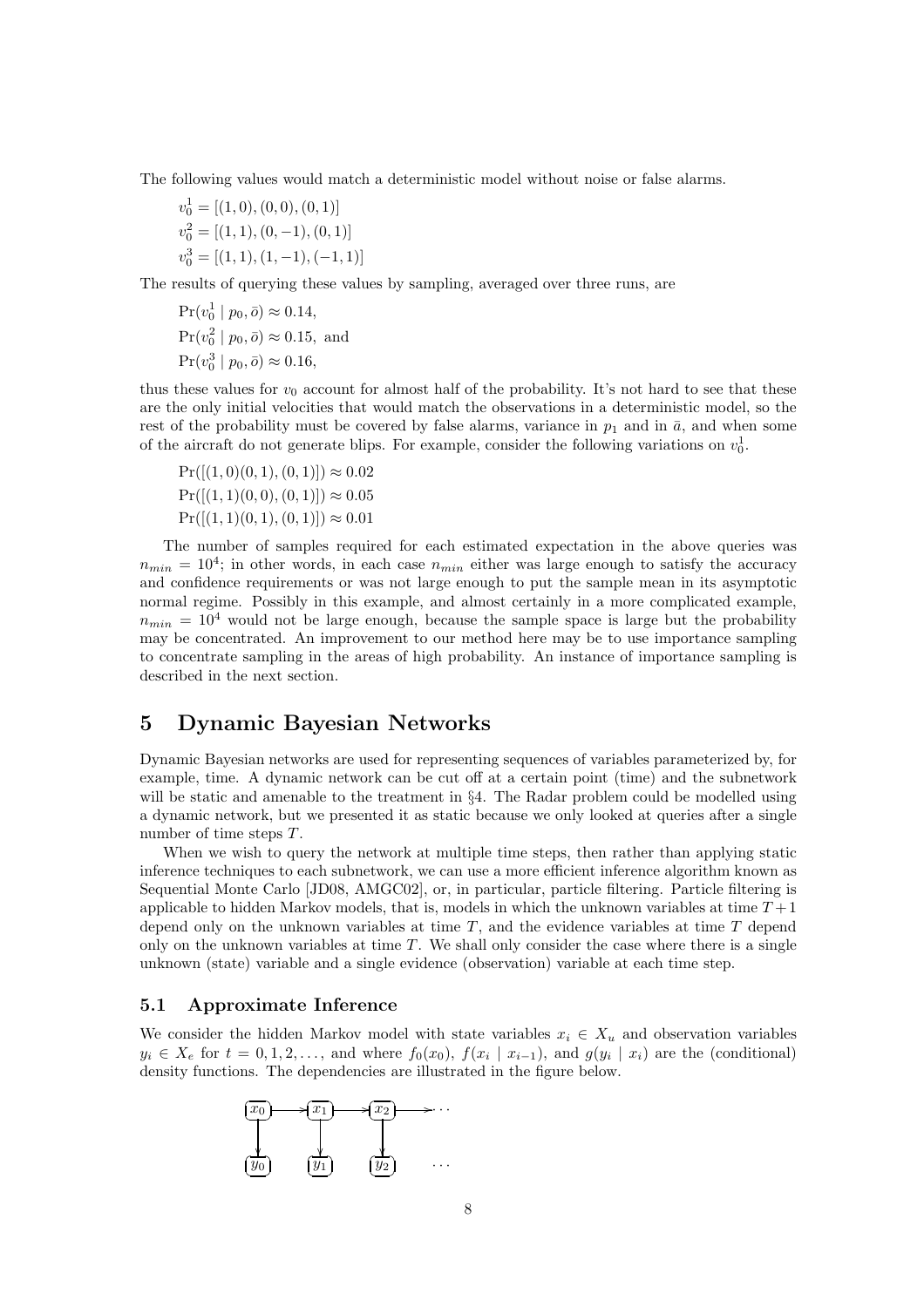The following values would match a deterministic model without noise or false alarms.

$v_0^1 = [(1,0),(0,0),(0,1)]$
$v_0^2 = [(1,1),(0,-1),(0,1)]$
$v_0^3 = [(1,1),(1,-1),(-1,1)]$

The results of querying these values by sampling, averaged over three runs, are

$\Pr(v_0^1 \mid p_0, \bar{o}) \approx 0.14$,
$\Pr(v_0^2 \mid p_0, \bar{o}) \approx 0.15$, and
$\Pr(v_0^3 \mid p_0, \bar{o}) \approx 0.16$,

thus these values for $v_0$ account for almost half of the probability. It's not hard to see that these are the only initial velocities that would match the observations in a deterministic model, so the rest of the probability must be covered by false alarms, variance in $p_1$ and in $\bar{a}$, and when some of the aircraft do not generate blips. For example, consider the following variations on $v_0^1$.

$\Pr([(1,0)(0,1),(0,1)]) \approx 0.02$
$\Pr([(1,1)(0,0),(0,1)]) \approx 0.05$
$\Pr([(1,1)(0,1),(0,1)]) \approx 0.01$

The number of samples required for each estimated expectation in the above queries was $n_{min} = 10^4$; in other words, in each case $n_{min}$ either was large enough to satisfy the accuracy and confidence requirements or was not large enough to put the sample mean in its asymptotic normal regime. Possibly in this example, and almost certainly in a more complicated example, $n_{min} = 10^4$ would not be large enough, because the sample space is large but the probability may be concentrated. An improvement to our method here may be to use importance sampling to concentrate sampling in the areas of high probability. An instance of importance sampling is described in the next section.

## 5 Dynamic Bayesian Networks

Dynamic Bayesian networks are used for representing sequences of variables parameterized by, for example, time. A dynamic network can be cut off at a certain point (time) and the subnetwork will be static and amenable to the treatment in §4. The Radar problem could be modelled using a dynamic network, but we presented it as static because we only looked at queries after a single number of time steps $T$.

When we wish to query the network at multiple time steps, then rather than applying static inference techniques to each subnetwork, we can use a more efficient inference algorithm known as Sequential Monte Carlo [JD08, AMGC02], or, in particular, particle filtering. Particle filtering is applicable to hidden Markov models, that is, models in which the unknown variables at time $T+1$ depend only on the unknown variables at time $T$, and the evidence variables at time $T$ depend only on the unknown variables at time $T$. We shall only consider the case where there is a single unknown (state) variable and a single evidence (observation) variable at each time step.

### 5.1 Approximate Inference

We consider the hidden Markov model with state variables $x_i \in X_u$ and observation variables $y_i \in X_e$ for $t = 0, 1, 2, \ldots$, and where $f_0(x_0)$, $f(x_i \mid x_{i-1})$, and $g(y_i \mid x_i)$ are the (conditional) density functions. The dependencies are illustrated in the figure below.

$$
\begin{array}{ccccccc}
x_0 & \rightarrow & x_1 & \rightarrow & x_2 & \rightarrow & \cdots \\
\downarrow & & \downarrow & & \downarrow & & \\
y_0 & & y_1 & & y_2 & & \cdots
\end{array}
$$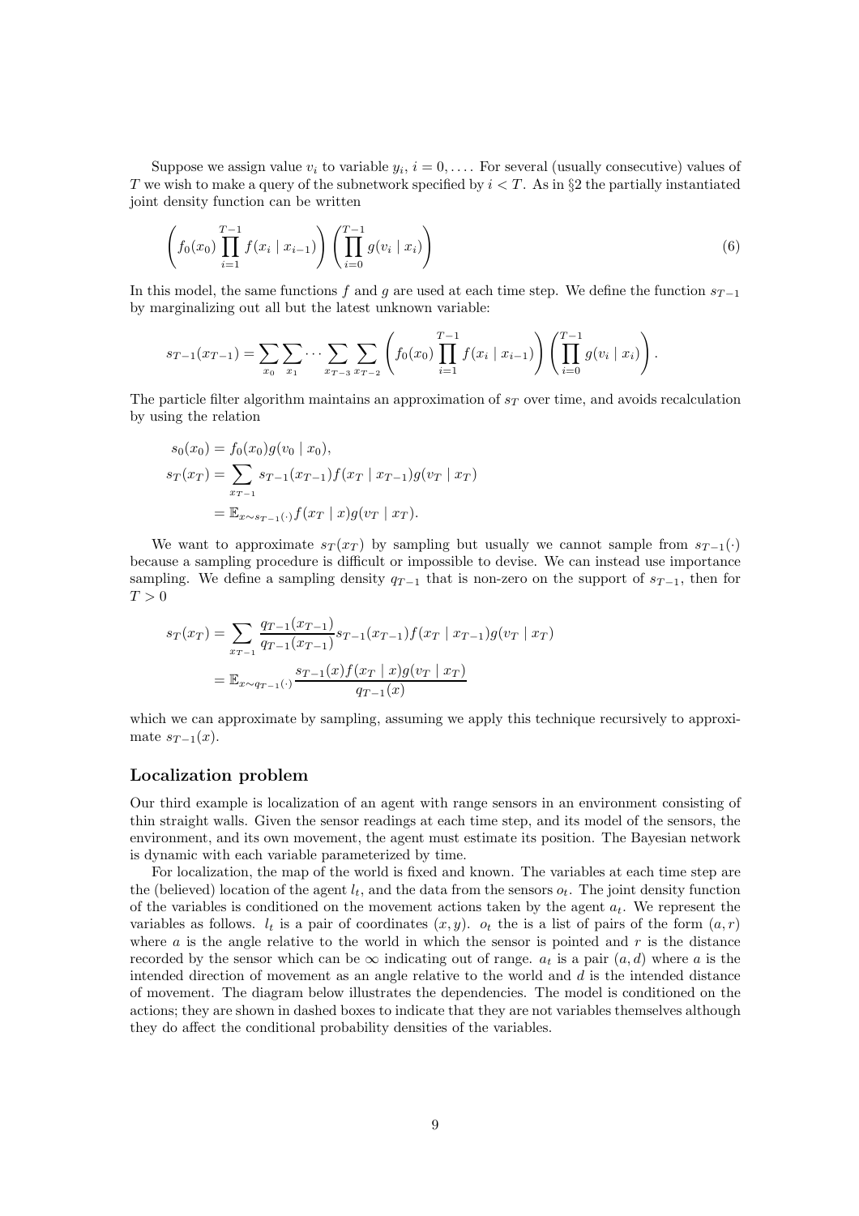Suppose we assign value $v_i$ to variable $y_i$, $i = 0, \ldots$. For several (usually consecutive) values of $T$ we wish to make a query of the subnetwork specified by $i < T$. As in §2 the partially instantiated joint density function can be written

$$\left( f_0(x_0) \prod_{i=1}^{T-1} f(x_i \mid x_{i-1}) \right) \left( \prod_{i=0}^{T-1} g(v_i \mid x_i) \right) \tag{6}$$

In this model, the same functions $f$ and $g$ are used at each time step. We define the function $s_{T-1}$ by marginalizing out all but the latest unknown variable:

$$s_{T-1}(x_{T-1}) = \sum_{x_0} \sum_{x_1} \cdots \sum_{x_{T-3}} \sum_{x_{T-2}} \left( f_0(x_0) \prod_{i=1}^{T-1} f(x_i \mid x_{i-1}) \right) \left( \prod_{i=0}^{T-1} g(v_i \mid x_i) \right).$$

The particle filter algorithm maintains an approximation of $s_T$ over time, and avoids recalculation by using the relation

$$\begin{aligned}
s_0(x_0) &= f_0(x_0) g(v_0 \mid x_0), \\
s_T(x_T) &= \sum_{x_{T-1}} s_{T-1}(x_{T-1}) f(x_T \mid x_{T-1}) g(v_T \mid x_T) \\
&= \mathbb{E}_{x \sim s_{T-1}(\cdot)} f(x_T \mid x) g(v_T \mid x_T).
\end{aligned}$$

We want to approximate $s_T(x_T)$ by sampling but usually we cannot sample from $s_{T-1}(\cdot)$ because a sampling procedure is difficult or impossible to devise. We can instead use importance sampling. We define a sampling density $q_{T-1}$ that is non-zero on the support of $s_{T-1}$, then for $T > 0$

$$\begin{aligned}
s_T(x_T) &= \sum_{x_{T-1}} \frac{q_{T-1}(x_{T-1})}{q_{T-1}(x_{T-1})} s_{T-1}(x_{T-1}) f(x_T \mid x_{T-1}) g(v_T \mid x_T) \\
&= \mathbb{E}_{x \sim q_{T-1}(\cdot)} \frac{s_{T-1}(x) f(x_T \mid x) g(v_T \mid x_T)}{q_{T-1}(x)}
\end{aligned}$$

which we can approximate by sampling, assuming we apply this technique recursively to approximate $s_{T-1}(x)$.

## Localization problem

Our third example is localization of an agent with range sensors in an environment consisting of thin straight walls. Given the sensor readings at each time step, and its model of the sensors, the environment, and its own movement, the agent must estimate its position. The Bayesian network is dynamic with each variable parameterized by time.

For localization, the map of the world is fixed and known. The variables at each time step are the (believed) location of the agent $l_t$, and the data from the sensors $o_t$. The joint density function of the variables is conditioned on the movement actions taken by the agent $a_t$. We represent the variables as follows. $l_t$ is a pair of coordinates $(x, y)$. $o_t$ the is a list of pairs of the form $(a, r)$ where $a$ is the angle relative to the world in which the sensor is pointed and $r$ is the distance recorded by the sensor which can be $\infty$ indicating out of range. $a_t$ is a pair $(a, d)$ where $a$ is the intended direction of movement as an angle relative to the world and $d$ is the intended distance of movement. The diagram below illustrates the dependencies. The model is conditioned on the actions; they are shown in dashed boxes to indicate that they are not variables themselves although they do affect the conditional probability densities of the variables.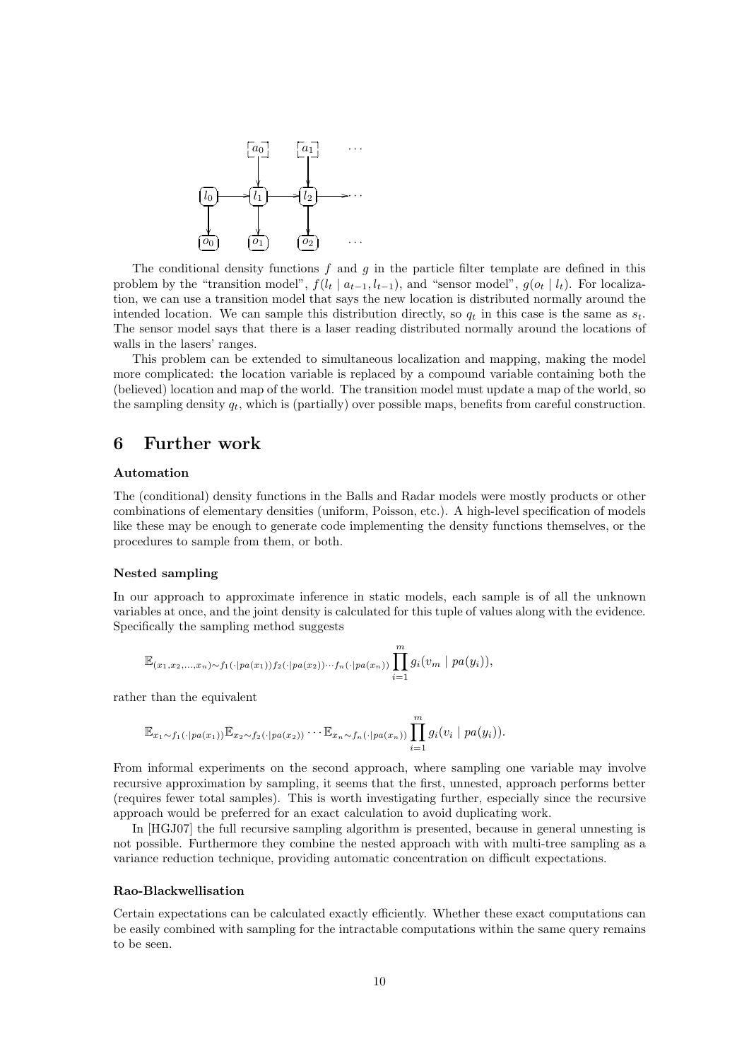The conditional density functions $f$ and $g$ in the particle filter template are defined in this problem by the "transition model", $f(l_t \mid a_{t-1}, l_{t-1})$, and "sensor model", $g(o_t \mid l_t)$. For localization, we can use a transition model that says the new location is distributed normally around the intended location. We can sample this distribution directly, so $q_t$ in this case is the same as $s_t$. The sensor model says that there is a laser reading distributed normally around the locations of walls in the lasers' ranges.

This problem can be extended to simultaneous localization and mapping, making the model more complicated: the location variable is replaced by a compound variable containing both the (believed) location and map of the world. The transition model must update a map of the world, so the sampling density $q_t$, which is (partially) over possible maps, benefits from careful construction.

# 6 Further work

### Automation

The (conditional) density functions in the Balls and Radar models were mostly products or other combinations of elementary densities (uniform, Poisson, etc.). A high-level specification of models like these may be enough to generate code implementing the density functions themselves, or the procedures to sample from them, or both.

### Nested sampling

In our approach to approximate inference in static models, each sample is of all the unknown variables at once, and the joint density is calculated for this tuple of values along with the evidence. Specifically the sampling method suggests

$$\mathbb{E}_{(x_1,x_2,\ldots,x_n)\sim f_1(\cdot|pa(x_1))f_2(\cdot|pa(x_2))\cdots f_n(\cdot|pa(x_n))} \prod_{i=1}^{m} g_i(v_m \mid pa(y_i)),$$

rather than the equivalent

$$\mathbb{E}_{x_1\sim f_1(\cdot|pa(x_1))}\mathbb{E}_{x_2\sim f_2(\cdot|pa(x_2))}\cdots\mathbb{E}_{x_n\sim f_n(\cdot|pa(x_n))} \prod_{i=1}^{m} g_i(v_i \mid pa(y_i)).$$

From informal experiments on the second approach, where sampling one variable may involve recursive approximation by sampling, it seems that the first, unnested, approach performs better (requires fewer total samples). This is worth investigating further, especially since the recursive approach would be preferred for an exact calculation to avoid duplicating work.

In [HGJ07] the full recursive sampling algorithm is presented, because in general unnesting is not possible. Furthermore they combine the nested approach with with multi-tree sampling as a variance reduction technique, providing automatic concentration on difficult expectations.

### Rao-Blackwellisation

Certain expectations can be calculated exactly efficiently. Whether these exact computations can be easily combined with sampling for the intractable computations within the same query remains to be seen.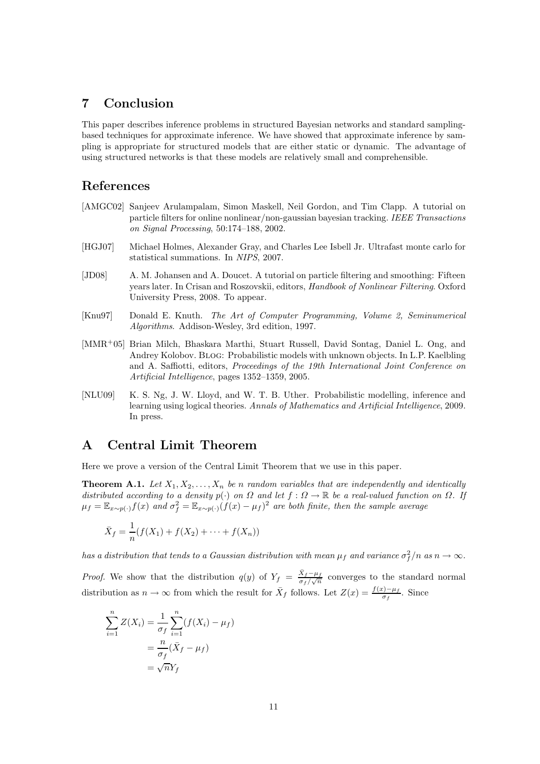## 7 Conclusion

This paper describes inference problems in structured Bayesian networks and standard sampling-based techniques for approximate inference. We have showed that approximate inference by sampling is appropriate for structured models that are either static or dynamic. The advantage of using structured networks is that these models are relatively small and comprehensible.

## References

[AMGC02] Sanjeev Arulampalam, Simon Maskell, Neil Gordon, and Tim Clapp. A tutorial on particle filters for online nonlinear/non-gaussian bayesian tracking. *IEEE Transactions on Signal Processing*, 50:174–188, 2002.

[HGJ07] Michael Holmes, Alexander Gray, and Charles Lee Isbell Jr. Ultrafast monte carlo for statistical summations. In *NIPS*, 2007.

[JD08] A. M. Johansen and A. Doucet. A tutorial on particle filtering and smoothing: Fifteen years later. In Crisan and Roszovskii, editors, *Handbook of Nonlinear Filtering*. Oxford University Press, 2008. To appear.

[Knu97] Donald E. Knuth. *The Art of Computer Programming, Volume 2, Seminumerical Algorithms*. Addison-Wesley, 3rd edition, 1997.

[MMR+05] Brian Milch, Bhaskara Marthi, Stuart Russell, David Sontag, Daniel L. Ong, and Andrey Kolobov. BLOG: Probabilistic models with unknown objects. In L.P. Kaelbling and A. Saffiotti, editors, *Proceedings of the 19th International Joint Conference on Artificial Intelligence*, pages 1352–1359, 2005.

[NLU09] K. S. Ng, J. W. Lloyd, and W. T. B. Uther. Probabilistic modelling, inference and learning using logical theories. *Annals of Mathematics and Artificial Intelligence*, 2009. In press.

## A Central Limit Theorem

Here we prove a version of the Central Limit Theorem that we use in this paper.

**Theorem A.1.** *Let $X_1, X_2, \dots, X_n$ be $n$ random variables that are independently and identically distributed according to a density $p(\cdot)$ on $\Omega$ and let $f : \Omega \to \mathbb{R}$ be a real-valued function on $\Omega$. If $\mu_f = \mathbb{E}_{x\sim p(\cdot)} f(x)$ and $\sigma_f^2 = \mathbb{E}_{x\sim p(\cdot)}(f(x) - \mu_f)^2$ are both finite, then the sample average*

$$\bar{X}_f = \frac{1}{n}(f(X_1) + f(X_2) + \cdots + f(X_n))$$

*has a distribution that tends to a Gaussian distribution with mean $\mu_f$ and variance $\sigma_f^2/n$ as $n \to \infty$.*

*Proof.* We show that the distribution $q(y)$ of $Y_f = \frac{\bar{X}_f - \mu_f}{\sigma_f/\sqrt{n}}$ converges to the standard normal distribution as $n \to \infty$ from which the result for $\bar{X}_f$ follows. Let $Z(x) = \frac{f(x)-\mu_f}{\sigma_f}$. Since

$$\begin{aligned}
\sum_{i=1}^{n} Z(X_i) &= \frac{1}{\sigma_f}\sum_{i=1}^{n}(f(X_i) - \mu_f) \\
&= \frac{n}{\sigma_f}(\bar{X}_f - \mu_f) \\
&= \sqrt{n} Y_f
\end{aligned}$$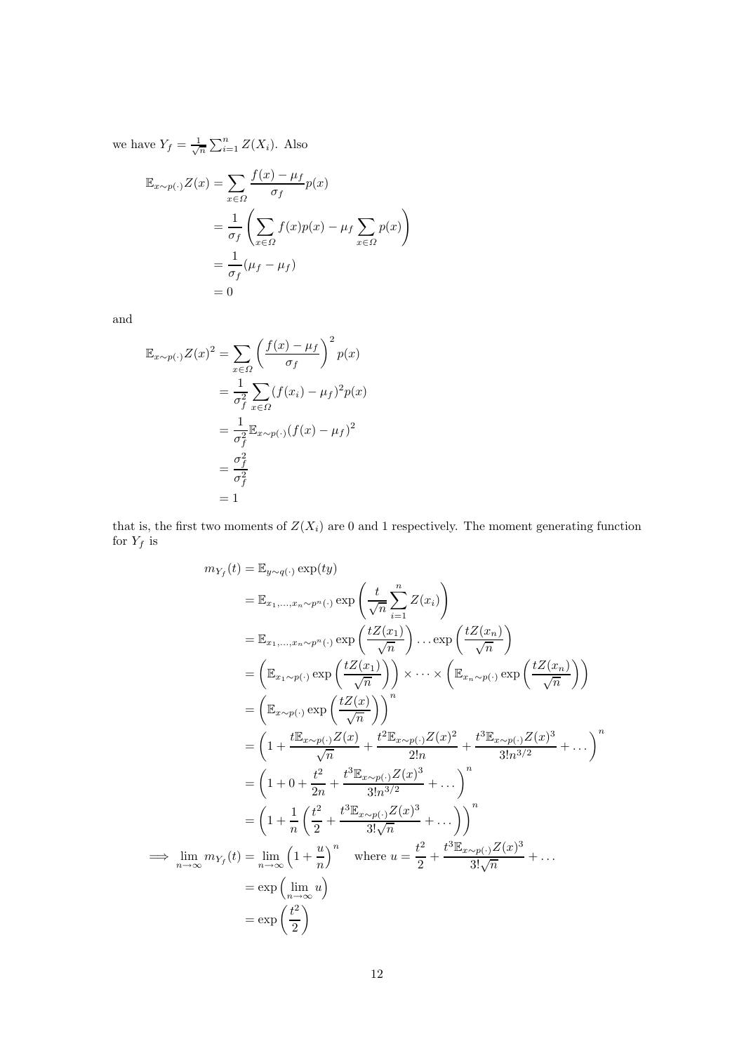we have $Y_f = \frac{1}{\sqrt{n}} \sum_{i=1}^n Z(X_i)$. Also

$$
\begin{aligned}
\mathbb{E}_{x \sim p(\cdot)} Z(x) &= \sum_{x \in \Omega} \frac{f(x) - \mu_f}{\sigma_f} p(x) \\
&= \frac{1}{\sigma_f} \left( \sum_{x \in \Omega} f(x) p(x) - \mu_f \sum_{x \in \Omega} p(x) \right) \\
&= \frac{1}{\sigma_f} (\mu_f - \mu_f) \\
&= 0
\end{aligned}
$$

and

$$
\begin{aligned}
\mathbb{E}_{x \sim p(\cdot)} Z(x)^2 &= \sum_{x \in \Omega} \left( \frac{f(x) - \mu_f}{\sigma_f} \right)^2 p(x) \\
&= \frac{1}{\sigma_f^2} \sum_{x \in \Omega} (f(x_i) - \mu_f)^2 p(x) \\
&= \frac{1}{\sigma_f^2} \mathbb{E}_{x \sim p(\cdot)} (f(x) - \mu_f)^2 \\
&= \frac{\sigma_f^2}{\sigma_f^2} \\
&= 1
\end{aligned}
$$

that is, the first two moments of $Z(X_i)$ are 0 and 1 respectively. The moment generating function for $Y_f$ is

$$
\begin{aligned}
m_{Y_f}(t) &= \mathbb{E}_{y \sim q(\cdot)} \exp(ty) \\
&= \mathbb{E}_{x_1, \ldots, x_n \sim p^n(\cdot)} \exp\left( \frac{t}{\sqrt{n}} \sum_{i=1}^n Z(x_i) \right) \\
&= \mathbb{E}_{x_1, \ldots, x_n \sim p^n(\cdot)} \exp\left( \frac{tZ(x_1)}{\sqrt{n}} \right) \ldots \exp\left( \frac{tZ(x_n)}{\sqrt{n}} \right) \\
&= \left( \mathbb{E}_{x_1 \sim p(\cdot)} \exp\left( \frac{tZ(x_1)}{\sqrt{n}} \right) \right) \times \cdots \times \left( \mathbb{E}_{x_n \sim p(\cdot)} \exp\left( \frac{tZ(x_n)}{\sqrt{n}} \right) \right) \\
&= \left( \mathbb{E}_{x \sim p(\cdot)} \exp\left( \frac{tZ(x)}{\sqrt{n}} \right) \right)^n \\
&= \left( 1 + \frac{t \mathbb{E}_{x \sim p(\cdot)} Z(x)}{\sqrt{n}} + \frac{t^2 \mathbb{E}_{x \sim p(\cdot)} Z(x)^2}{2! n} + \frac{t^3 \mathbb{E}_{x \sim p(\cdot)} Z(x)^3}{3! n^{3/2}} + \ldots \right)^n \\
&= \left( 1 + 0 + \frac{t^2}{2n} + \frac{t^3 \mathbb{E}_{x \sim p(\cdot)} Z(x)^3}{3! n^{3/2}} + \ldots \right)^n \\
&= \left( 1 + \frac{1}{n} \left( \frac{t^2}{2} + \frac{t^3 \mathbb{E}_{x \sim p(\cdot)} Z(x)^3}{3! \sqrt{n}} + \ldots \right) \right)^n \\
\implies \lim_{n \to \infty} m_{Y_f}(t) &= \lim_{n \to \infty} \left( 1 + \frac{u}{n} \right)^n \quad \text{where } u = \frac{t^2}{2} + \frac{t^3 \mathbb{E}_{x \sim p(\cdot)} Z(x)^3}{3! \sqrt{n}} + \ldots \\
&= \exp\left( \lim_{n \to \infty} u \right) \\
&= \exp\left( \frac{t^2}{2} \right)
\end{aligned}
$$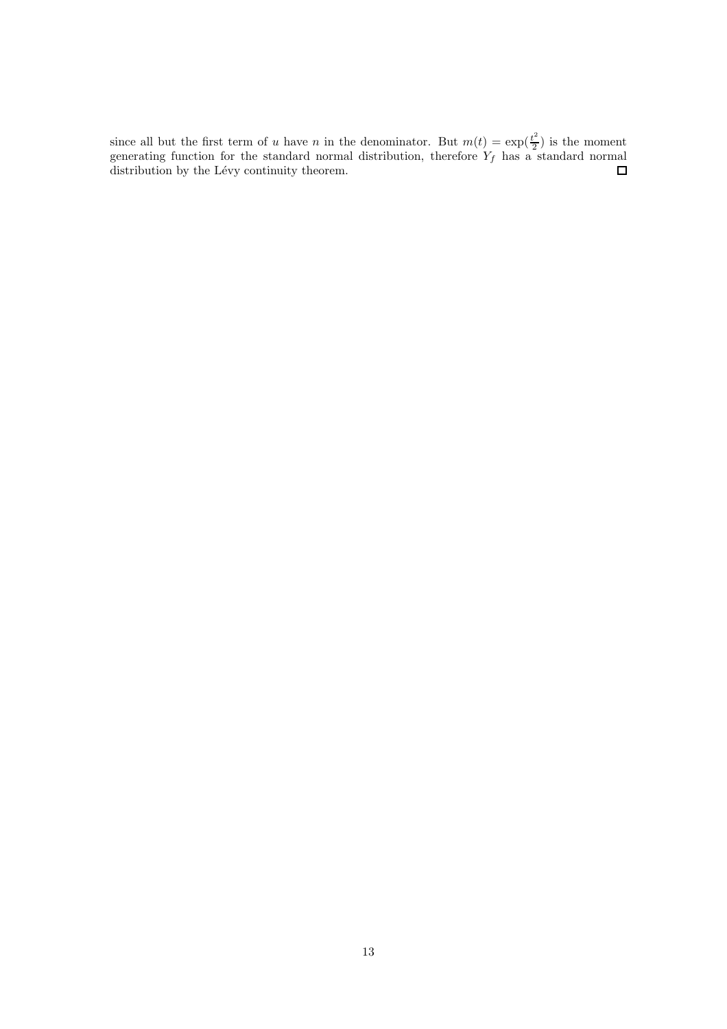since all but the first term of $u$ have $n$ in the denominator. But $m(t) = \exp(\frac{t^2}{2})$ is the moment generating function for the standard normal distribution, therefore $Y_f$ has a standard normal distribution by the Lévy continuity theorem. $\square$